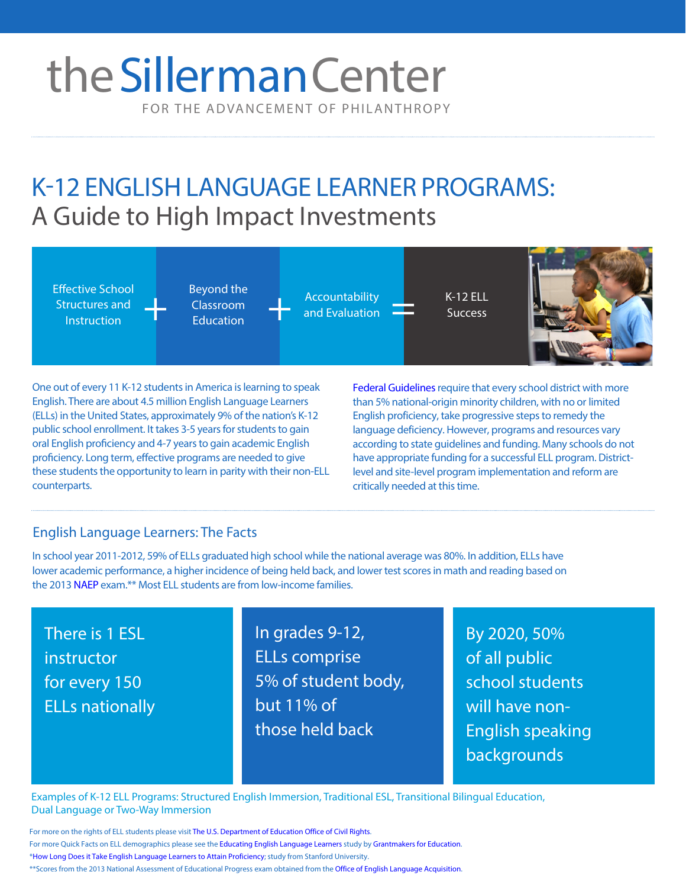# the Sillerman Center

FOR THE ADVANCEMENT OF PHILANTHROPY

# K-12 ENGLISH LANGUAGE LEARNER PROGRAMS:

## A Guide to High Impact Investments

Effective School Structures and Instruction + Beyond the Classroom Education + Accountability and Evaluation = K-12 ELL Success

One out of every 11 K-12 students in America is learning to speak English. There are about 4.5 million English Language Learners (ELLs) in the United States, approximately 9% of the nation's K-12 public school enrollment. It takes 3-5 years for students to gain oral English proficiency and 4-7 years to gain academic English proficiency. Long term, effective programs are needed to give these students the opportunity to learn in parity with their non-ELL counterparts.

Federal Guidelines require that every school district with more than 5% national-origin minority children, with no or limited English proficiency, take progressive steps to remedy the language deficiency. However, programs and resources vary according to state guidelines and funding. Many schools do not have appropriate funding for a successful ELL program. District-level and site-level program implementation and reform are critically needed at this time.

### English Language Learners: The Facts

In school year 2011-2012, 59% of ELLs graduated high school while the national average was 80%. In addition, ELLs have lower academic performance, a higher incidence of being held back, and lower test scores in math and reading based on the 2013 NAEP exam.** Most ELL students are from low-income families.

There is 1 ESL instructor for every 150 ELLs nationally

In grades 9-12, ELLs comprise 5% of student body, but 11% of those held back

By 2020, 50% of all public school students will have non-English speaking backgrounds

Examples of K-12 ELL Programs: Structured English Immersion, Traditional ESL, Transitional Bilingual Education, Dual Language or Two-Way Immersion

For more on the rights of ELL students please visit The U.S. Department of Education Office of Civil Rights.

For more Quick Facts on ELL demographics please see the Educating English Language Learners study by Grantmakers for Education.

*How Long Does it Take English Language Learners to Attain Proficiency; study from Stanford University.

**Scores from the 2013 National Assessment of Educational Progress exam obtained from the Office of English Language Acquisition.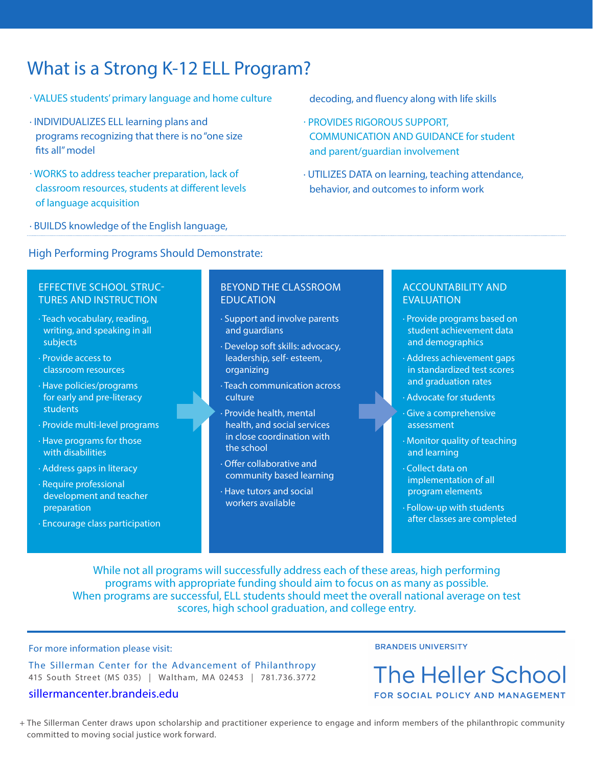# What is a Strong K-12 ELL Program?

- VALUES students' primary language and home culture
- INDIVIDUALIZES ELL learning plans and programs recognizing that there is no "one size fits all" model
- WORKS to address teacher preparation, lack of classroom resources, students at different levels of language acquisition
- BUILDS knowledge of the English language, decoding, and fluency along with life skills
- PROVIDES RIGOROUS SUPPORT, COMMUNICATION AND GUIDANCE for student and parent/guardian involvement
- UTILIZES DATA on learning, teaching attendance, behavior, and outcomes to inform work

## High Performing Programs Should Demonstrate:

### EFFECTIVE SCHOOL STRUCTURES AND INSTRUCTION

- Teach vocabulary, reading, writing, and speaking in all subjects
- Provide access to classroom resources
- Have policies/programs for early and pre-literacy students
- Provide multi-level programs
- Have programs for those with disabilities
- Address gaps in literacy
- Require professional development and teacher preparation
- Encourage class participation

### BEYOND THE CLASSROOM EDUCATION

- Support and involve parents and guardians
- Develop soft skills: advocacy, leadership, self- esteem, organizing
- Teach communication across culture
- Provide health, mental health, and social services in close coordination with the school
- Offer collaborative and community based learning
- Have tutors and social workers available

### ACCOUNTABILITY AND EVALUATION

- Provide programs based on student achievement data and demographics
- Address achievement gaps in standardized test scores and graduation rates
- Advocate for students
- Give a comprehensive assessment
- Monitor quality of teaching and learning
- Collect data on implementation of all program elements
- Follow-up with students after classes are completed

While not all programs will successfully address each of these areas, high performing programs with appropriate funding should aim to focus on as many as possible. When programs are successful, ELL students should meet the overall national average on test scores, high school graduation, and college entry.

For more information please visit:

The Sillerman Center for the Advancement of Philanthropy
415 South Street (MS 035) | Waltham, MA 02453 | 781.736.3772

sillermancenter.brandeis.edu

BRANDEIS UNIVERSITY
The Heller School
FOR SOCIAL POLICY AND MANAGEMENT

+ The Sillerman Center draws upon scholarship and practitioner experience to engage and inform members of the philanthropic community committed to moving social justice work forward.